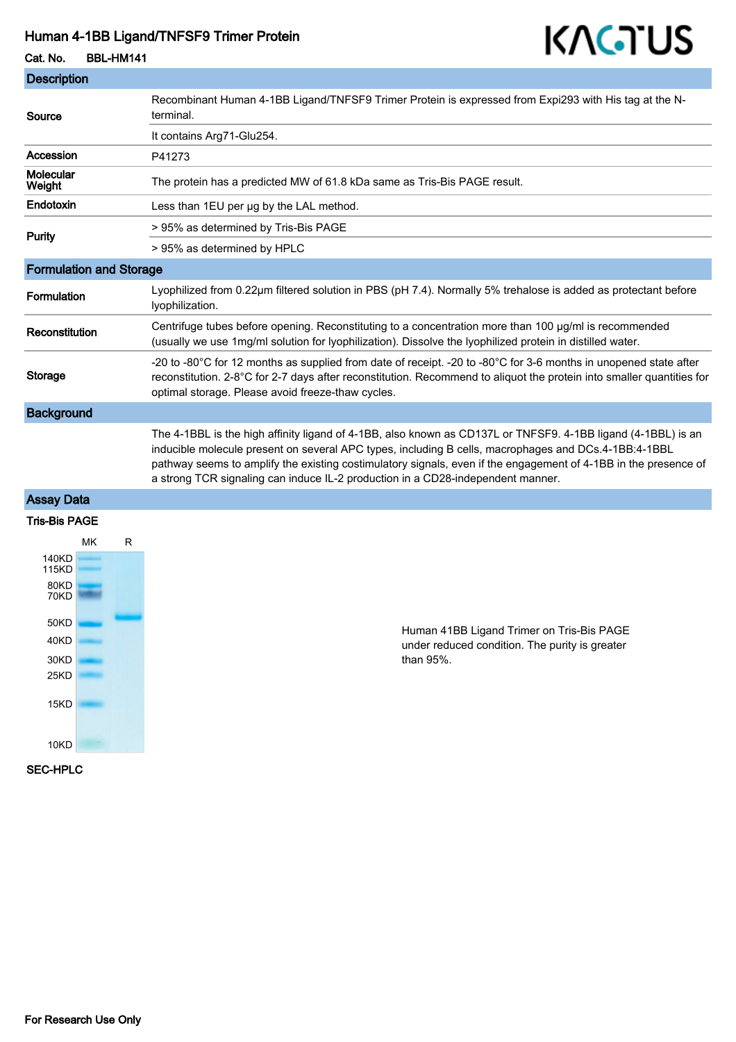# Human 4-1BB Ligand/TNFSF9 Trimer Protein

**Cat. No.** BBL-HM141

KACTUS

## Description

| | |
|---|---|
| **Source** | Recombinant Human 4-1BB Ligand/TNFSF9 Trimer Protein is expressed from Expi293 with His tag at the N-terminal. |
| | It contains Arg71-Glu254. |
| **Accession** | P41273 |
| **Molecular Weight** | The protein has a predicted MW of 61.8 kDa same as Tris-Bis PAGE result. |
| **Endotoxin** | Less than 1EU per μg by the LAL method. |
| **Purity** | > 95% as determined by Tris-Bis PAGE |
| | > 95% as determined by HPLC |

## Formulation and Storage

| | |
|---|---|
| **Formulation** | Lyophilized from 0.22μm filtered solution in PBS (pH 7.4). Normally 5% trehalose is added as protectant before lyophilization. |
| **Reconstitution** | Centrifuge tubes before opening. Reconstituting to a concentration more than 100 μg/ml is recommended (usually we use 1mg/ml solution for lyophilization). Dissolve the lyophilized protein in distilled water. |
| **Storage** | -20 to -80°C for 12 months as supplied from date of receipt. -20 to -80°C for 3-6 months in unopened state after reconstitution. 2-8°C for 2-7 days after reconstitution. Recommend to aliquot the protein into smaller quantities for optimal storage. Please avoid freeze-thaw cycles. |

## Background

The 4-1BBL is the high affinity ligand of 4-1BB, also known as CD137L or TNFSF9. 4-1BB ligand (4-1BBL) is an inducible molecule present on several APC types, including B cells, macrophages and DCs.4-1BB:4-1BBL pathway seems to amplify the existing costimulatory signals, even if the engagement of 4-1BB in the presence of a strong TCR signaling can induce IL-2 production in a CD28-independent manner.

## Assay Data

### Tris-Bis PAGE

MK R

140KD 115KD 80KD 70KD 50KD 40KD 30KD 25KD 15KD 10KD

Human 41BB Ligand Trimer on Tris-Bis PAGE under reduced condition. The purity is greater than 95%.

### SEC-HPLC

For Research Use Only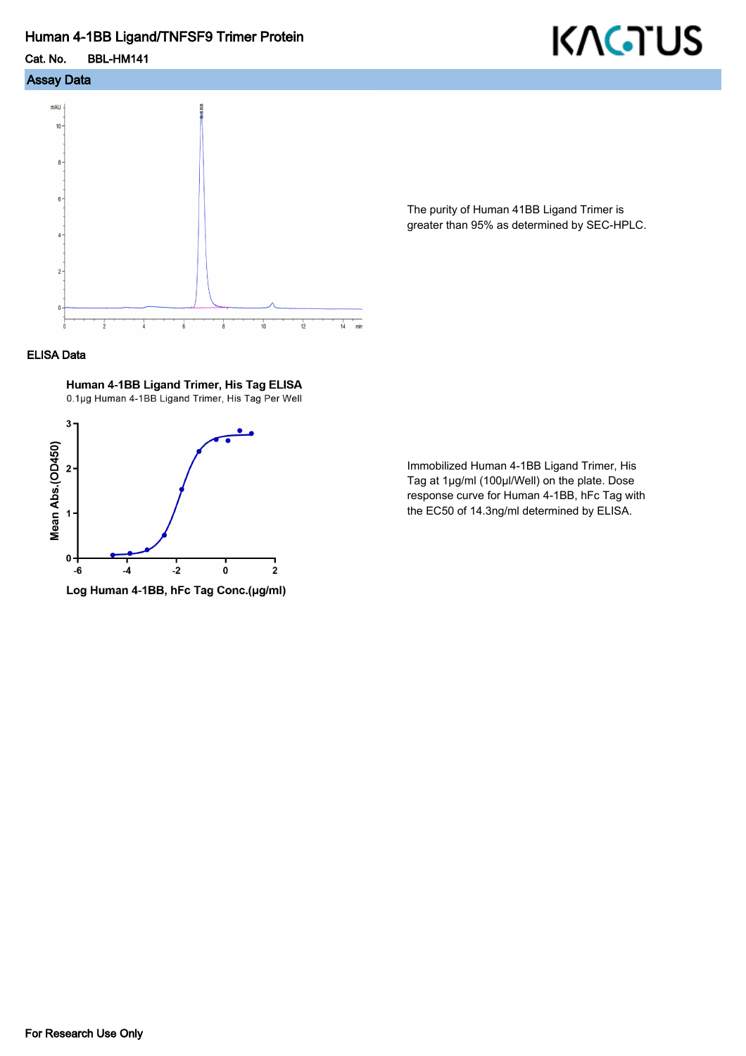# Human 4-1BB Ligand/TNFSF9 Trimer Protein

Cat. No. BBL-HM141

## Assay Data

mAU
10
8
6
4
2
0
0 2 4 6 8 10 12 14 min

The purity of Human 41BB Ligand Trimer is greater than 95% as determined by SEC-HPLC.

### ELISA Data

**Human 4-1BB Ligand Trimer, His Tag ELISA**
0.1μg Human 4-1BB Ligand Trimer, His Tag Per Well

Mean Abs.(OD450)
3
2
1
0
-6 -4 -2 0 2
Log Human 4-1BB, hFc Tag Conc.(μg/ml)

Immobilized Human 4-1BB Ligand Trimer, His Tag at 1μg/ml (100μl/Well) on the plate. Dose response curve for Human 4-1BB, hFc Tag with the EC50 of 14.3ng/ml determined by ELISA.

For Research Use Only